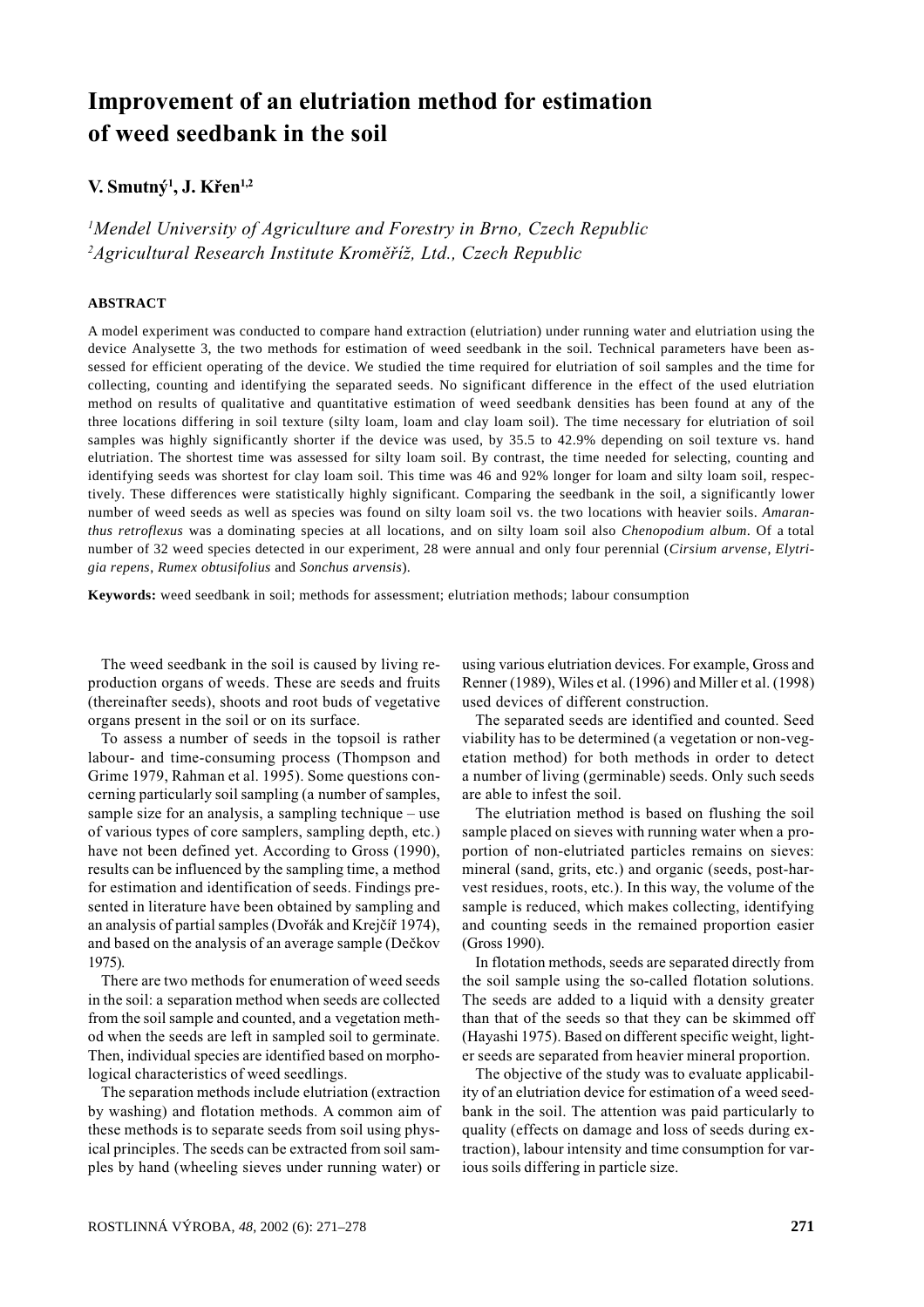# Improvement of an elutriation method for estimation of weed seedbank in the soil

**V. Smutný[1], J. Křen[1,2]**

*[1]Mendel University of Agriculture and Forestry in Brno, Czech Republic*
*[2]Agricultural Research Institute Kroměříž, Ltd., Czech Republic*

## ABSTRACT

A model experiment was conducted to compare hand extraction (elutriation) under running water and elutriation using the device Analysette 3, the two methods for estimation of weed seedbank in the soil. Technical parameters have been assessed for efficient operating of the device. We studied the time required for elutriation of soil samples and the time for collecting, counting and identifying the separated seeds. No significant difference in the effect of the used elutriation method on results of qualitative and quantitative estimation of weed seedbank densities has been found at any of the three locations differing in soil texture (silty loam, loam and clay loam soil). The time necessary for elutriation of soil samples was highly significantly shorter if the device was used, by 35.5 to 42.9% depending on soil texture vs. hand elutriation. The shortest time was assessed for silty loam soil. By contrast, the time needed for selecting, counting and identifying seeds was shortest for clay loam soil. This time was 46 and 92% longer for loam and silty loam soil, respectively. These differences were statistically highly significant. Comparing the seedbank in the soil, a significantly lower number of weed seeds as well as species was found on silty loam soil vs. the two locations with heavier soils. *Amaranthus retroflexus* was a dominating species at all locations, and on silty loam soil also *Chenopodium album*. Of a total number of 32 weed species detected in our experiment, 28 were annual and only four perennial (*Cirsium arvense*, *Elytrigia repens*, *Rumex obtusifolius* and *Sonchus arvensis*).

**Keywords:** weed seedbank in soil; methods for assessment; elutriation methods; labour consumption

The weed seedbank in the soil is caused by living reproduction organs of weeds. These are seeds and fruits (thereinafter seeds), shoots and root buds of vegetative organs present in the soil or on its surface.

To assess a number of seeds in the topsoil is rather labour- and time-consuming process (Thompson and Grime 1979, Rahman et al. 1995). Some questions concerning particularly soil sampling (a number of samples, sample size for an analysis, a sampling technique – use of various types of core samplers, sampling depth, etc.) have not been defined yet. According to Gross (1990), results can be influenced by the sampling time, a method for estimation and identification of seeds. Findings presented in literature have been obtained by sampling and an analysis of partial samples (Dvořák and Krejčíř 1974), and based on the analysis of an average sample (Dečkov 1975).

There are two methods for enumeration of weed seeds in the soil: a separation method when seeds are collected from the soil sample and counted, and a vegetation method when the seeds are left in sampled soil to germinate. Then, individual species are identified based on morphological characteristics of weed seedlings.

The separation methods include elutriation (extraction by washing) and flotation methods. A common aim of these methods is to separate seeds from soil using physical principles. The seeds can be extracted from soil samples by hand (wheeling sieves under running water) or using various elutriation devices. For example, Gross and Renner (1989), Wiles et al. (1996) and Miller et al. (1998) used devices of different construction.

The separated seeds are identified and counted. Seed viability has to be determined (a vegetation or non-vegetation method) for both methods in order to detect a number of living (germinable) seeds. Only such seeds are able to infest the soil.

The elutriation method is based on flushing the soil sample placed on sieves with running water when a proportion of non-elutriated particles remains on sieves: mineral (sand, grits, etc.) and organic (seeds, post-harvest residues, roots, etc.). In this way, the volume of the sample is reduced, which makes collecting, identifying and counting seeds in the remained proportion easier (Gross 1990).

In flotation methods, seeds are separated directly from the soil sample using the so-called flotation solutions. The seeds are added to a liquid with a density greater than that of the seeds so that they can be skimmed off (Hayashi 1975). Based on different specific weight, lighter seeds are separated from heavier mineral proportion.

The objective of the study was to evaluate applicability of an elutriation device for estimation of a weed seedbank in the soil. The attention was paid particularly to quality (effects on damage and loss of seeds during extraction), labour intensity and time consumption for various soils differing in particle size.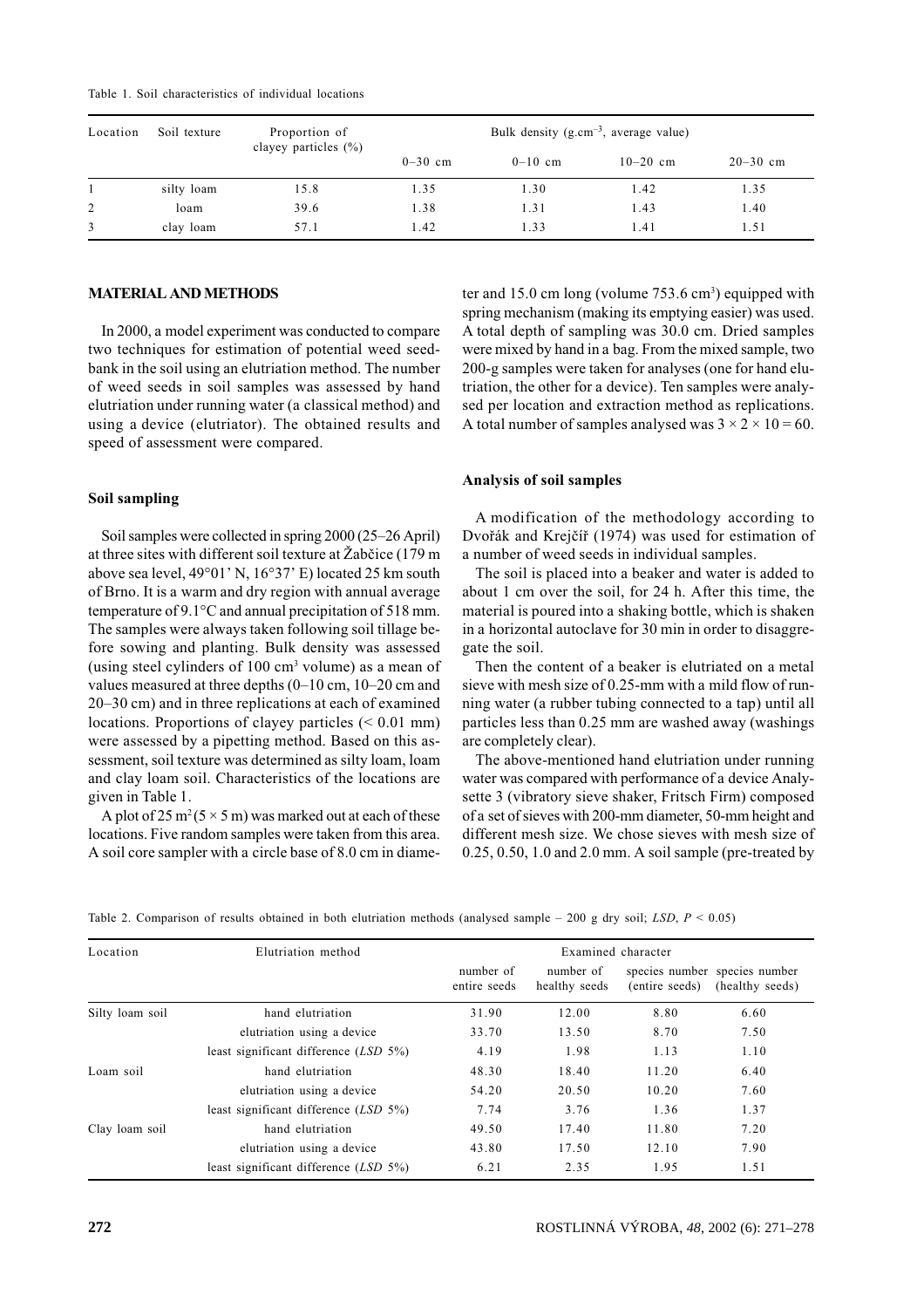Table 1. Soil characteristics of individual locations

| Location | Soil texture | Proportion of clayey particles (%) | Bulk density (g.cm$^{-3}$, average value) | | | |
|---|---|---|---|---|---|---|
| | | | 0–30 cm | 0–10 cm | 10–20 cm | 20–30 cm |
| 1 | silty loam | 15.8 | 1.35 | 1.30 | 1.42 | 1.35 |
| 2 | loam | 39.6 | 1.38 | 1.31 | 1.43 | 1.40 |
| 3 | clay loam | 57.1 | 1.42 | 1.33 | 1.41 | 1.51 |

## MATERIAL AND METHODS

In 2000, a model experiment was conducted to compare two techniques for estimation of potential weed seedbank in the soil using an elutriation method. The number of weed seeds in soil samples was assessed by hand elutriation under running water (a classical method) and using a device (elutriator). The obtained results and speed of assessment were compared.

### Soil sampling

Soil samples were collected in spring 2000 (25–26 April) at three sites with different soil texture at Žabčice (179 m above sea level, 49°01' N, 16°37' E) located 25 km south of Brno. It is a warm and dry region with annual average temperature of 9.1°C and annual precipitation of 518 mm. The samples were always taken following soil tillage before sowing and planting. Bulk density was assessed (using steel cylinders of 100 cm$^3$ volume) as a mean of values measured at three depths (0–10 cm, 10–20 cm and 20–30 cm) and in three replications at each of examined locations. Proportions of clayey particles (< 0.01 mm) were assessed by a pipetting method. Based on this assessment, soil texture was determined as silty loam, loam and clay loam soil. Characteristics of the locations are given in Table 1.

A plot of 25 m$^2$ (5 × 5 m) was marked out at each of these locations. Five random samples were taken from this area. A soil core sampler with a circle base of 8.0 cm in diameter and 15.0 cm long (volume 753.6 cm$^3$) equipped with spring mechanism (making its emptying easier) was used. A total depth of sampling was 30.0 cm. Dried samples were mixed by hand in a bag. From the mixed sample, two 200-g samples were taken for analyses (one for hand elutriation, the other for a device). Ten samples were analysed per location and extraction method as replications. A total number of samples analysed was 3 × 2 × 10 = 60.

### Analysis of soil samples

A modification of the methodology according to Dvořák and Krejčíř (1974) was used for estimation of a number of weed seeds in individual samples.

The soil is placed into a beaker and water is added to about 1 cm over the soil, for 24 h. After this time, the material is poured into a shaking bottle, which is shaken in a horizontal autoclave for 30 min in order to disaggregate the soil.

Then the content of a beaker is elutriated on a metal sieve with mesh size of 0.25-mm with a mild flow of running water (a rubber tubing connected to a tap) until all particles less than 0.25 mm are washed away (washings are completely clear).

The above-mentioned hand elutriation under running water was compared with performance of a device Analysette 3 (vibratory sieve shaker, Fritsch Firm) composed of a set of sieves with 200-mm diameter, 50-mm height and different mesh size. We chose sieves with mesh size of 0.25, 0.50, 1.0 and 2.0 mm. A soil sample (pre-treated by

Table 2. Comparison of results obtained in both elutriation methods (analysed sample – 200 g dry soil; *LSD*, $P < 0.05$)

| Location | Elutriation method | Examined character | | | |
|---|---|---|---|---|---|
| | | number of entire seeds | number of healthy seeds | species number (entire seeds) | species number (healthy seeds) |
| Silty loam soil | hand elutriation | 31.90 | 12.00 | 8.80 | 6.60 |
| | elutriation using a device | 33.70 | 13.50 | 8.70 | 7.50 |
| | least significant difference (*LSD* 5%) | 4.19 | 1.98 | 1.13 | 1.10 |
| Loam soil | hand elutriation | 48.30 | 18.40 | 11.20 | 6.40 |
| | elutriation using a device | 54.20 | 20.50 | 10.20 | 7.60 |
| | least significant difference (*LSD* 5%) | 7.74 | 3.76 | 1.36 | 1.37 |
| Clay loam soil | hand elutriation | 49.50 | 17.40 | 11.80 | 7.20 |
| | elutriation using a device | 43.80 | 17.50 | 12.10 | 7.90 |
| | least significant difference (*LSD* 5%) | 6.21 | 2.35 | 1.95 | 1.51 |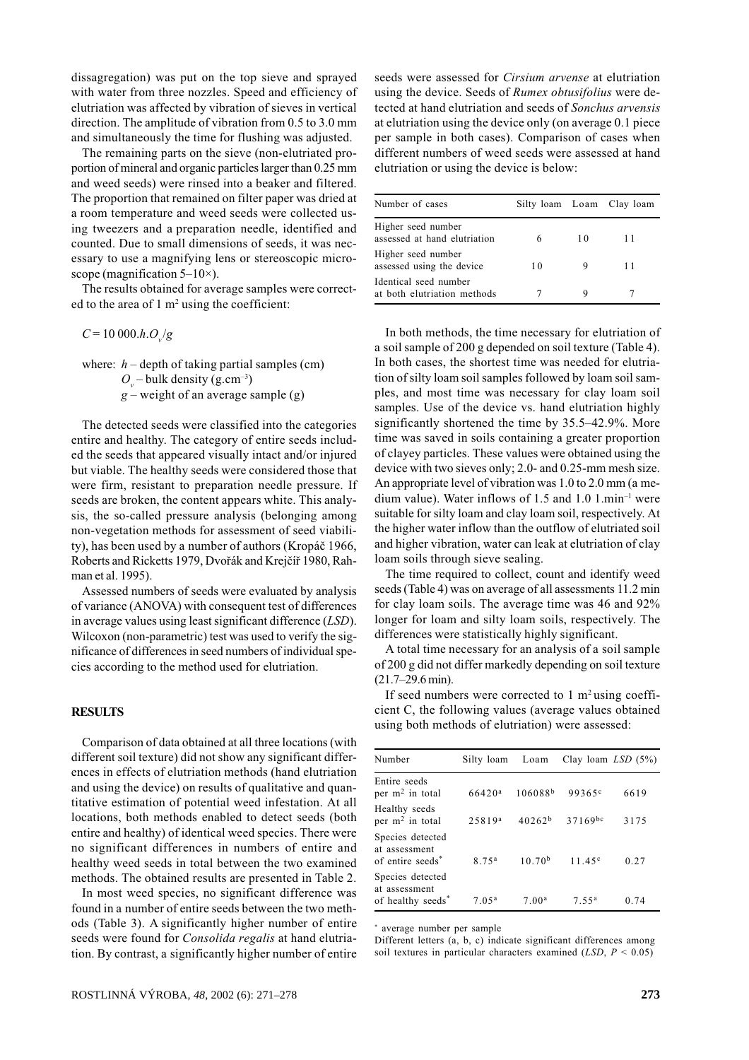dissagregation) was put on the top sieve and sprayed with water from three nozzles. Speed and efficiency of elutriation was affected by vibration of sieves in vertical direction. The amplitude of vibration from 0.5 to 3.0 mm and simultaneously the time for flushing was adjusted.

The remaining parts on the sieve (non-elutriated proportion of mineral and organic particles larger than 0.25 mm and weed seeds) were rinsed into a beaker and filtered. The proportion that remained on filter paper was dried at a room temperature and weed seeds were collected using tweezers and a preparation needle, identified and counted. Due to small dimensions of seeds, it was necessary to use a magnifying lens or stereoscopic microscope (magnification 5–10×).

The results obtained for average samples were corrected to the area of 1 m$^2$ using the coefficient:

$$C = 10\,000.h.O_v/g$$

where: $h$ – depth of taking partial samples (cm)
$O_v$ – bulk density (g.cm$^{-3}$)
$g$ – weight of an average sample (g)

The detected seeds were classified into the categories entire and healthy. The category of entire seeds included the seeds that appeared visually intact and/or injured but viable. The healthy seeds were considered those that were firm, resistant to preparation needle pressure. If seeds are broken, the content appears white. This analysis, the so-called pressure analysis (belonging among non-vegetation methods for assessment of seed viability), has been used by a number of authors (Kropáč 1966, Roberts and Ricketts 1979, Dvořák and Krejčíř 1980, Rahman et al. 1995).

Assessed numbers of seeds were evaluated by analysis of variance (ANOVA) with consequent test of differences in average values using least significant difference (*LSD*). Wilcoxon (non-parametric) test was used to verify the significance of differences in seed numbers of individual species according to the method used for elutriation.

## RESULTS

Comparison of data obtained at all three locations (with different soil texture) did not show any significant differences in effects of elutriation methods (hand elutriation and using the device) on results of qualitative and quantitative estimation of potential weed infestation. At all locations, both methods enabled to detect seeds (both entire and healthy) of identical weed species. There were no significant differences in numbers of entire and healthy weed seeds in total between the two examined methods. The obtained results are presented in Table 2.

In most weed species, no significant difference was found in a number of entire seeds between the two methods (Table 3). A significantly higher number of entire seeds were found for *Consolida regalis* at hand elutriation. By contrast, a significantly higher number of entire seeds were assessed for *Cirsium arvense* at elutriation using the device. Seeds of *Rumex obtusifolius* were detected at hand elutriation and seeds of *Sonchus arvensis* at elutriation using the device only (on average 0.1 piece per sample in both cases). Comparison of cases when different numbers of weed seeds were assessed at hand elutriation or using the device is below:

| Number of cases | Silty loam | Loam | Clay loam |
|---|---|---|---|
| Higher seed number assessed at hand elutriation | 6 | 10 | 11 |
| Higher seed number assessed using the device | 10 | 9 | 11 |
| Identical seed number at both elutriation methods | 7 | 9 | 7 |

In both methods, the time necessary for elutriation of a soil sample of 200 g depended on soil texture (Table 4). In both cases, the shortest time was needed for elutriation of silty loam soil samples followed by loam soil samples, and most time was necessary for clay loam soil samples. Use of the device vs. hand elutriation highly significantly shortened the time by 35.5–42.9%. More time was saved in soils containing a greater proportion of clayey particles. These values were obtained using the device with two sieves only; 2.0- and 0.25-mm mesh size. An appropriate level of vibration was 1.0 to 2.0 mm (a medium value). Water inflows of 1.5 and 1.0 1.min$^{-1}$ were suitable for silty loam and clay loam soil, respectively. At the higher water inflow than the outflow of elutriated soil and higher vibration, water can leak at elutriation of clay loam soils through sieve sealing.

The time required to collect, count and identify weed seeds (Table 4) was on average of all assessments 11.2 min for clay loam soils. The average time was 46 and 92% longer for loam and silty loam soils, respectively. The differences were statistically highly significant.

A total time necessary for an analysis of a soil sample of 200 g did not differ markedly depending on soil texture (21.7–29.6 min).

If seed numbers were corrected to 1 m$^2$ using coefficient C, the following values (average values obtained using both methods of elutriation) were assessed:

| Number | Silty loam | Loam | Clay loam | *LSD* (5%) |
|---|---|---|---|---|
| Entire seeds per m$^2$ in total | 66420[a] | 106088[b] | 99365[c] | 6619 |
| Healthy seeds per m$^2$ in total | 25819[a] | 40262[b] | 37169[bc] | 3175 |
| Species detected at assessment of entire seeds* | 8.75[a] | 10.70[b] | 11.45[c] | 0.27 |
| Species detected at assessment of healthy seeds* | 7.05[a] | 7.00[a] | 7.55[a] | 0.74 |

\* average number per sample

Different letters (a, b, c) indicate significant differences among soil textures in particular characters examined (*LSD*, $P < 0.05$)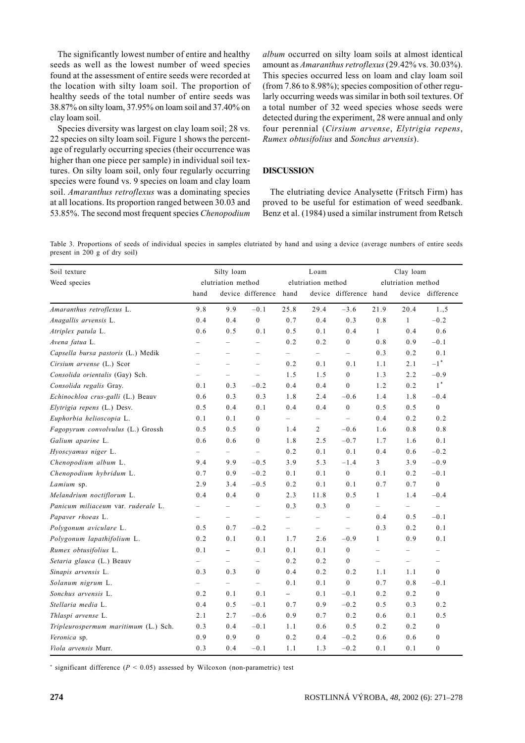The significantly lowest number of entire and healthy seeds as well as the lowest number of weed species found at the assessment of entire seeds were recorded at the location with silty loam soil. The proportion of healthy seeds of the total number of entire seeds was 38.87% on silty loam, 37.95% on loam soil and 37.40% on clay loam soil.

Species diversity was largest on clay loam soil; 28 vs. 22 species on silty loam soil. Figure 1 shows the percentage of regularly occurring species (their occurrence was higher than one piece per sample) in individual soil textures. On silty loam soil, only four regularly occurring species were found vs. 9 species on loam and clay loam soil. *Amaranthus retroflexus* was a dominating species at all locations. Its proportion ranged between 30.03 and 53.85%. The second most frequent species *Chenopodium album* occurred on silty loam soils at almost identical amount as *Amaranthus retroflexus* (29.42% vs. 30.03%). This species occurred less on loam and clay loam soil (from 7.86 to 8.98%); species composition of other regularly occurring weeds was similar in both soil textures. Of a total number of 32 weed species whose seeds were detected during the experiment, 28 were annual and only four perennial (*Cirsium arvense*, *Elytrigia repens*, *Rumex obtusifolius* and *Sonchus arvensis*).

## DISCUSSION

The elutriating device Analysette (Fritsch Firm) has proved to be useful for estimation of weed seedbank. Benz et al. (1984) used a similar instrument from Retsch

Table 3. Proportions of seeds of individual species in samples elutriated by hand and using a device (average numbers of entire seeds present in 200 g of dry soil)

| Soil texture | Silty loam | | | Loam | | | Clay loam | | |
|---|---|---|---|---|---|---|---|---|---|
| Weed species | elutriation method | | | elutriation method | | | elutriation method | | |
| | hand | device | difference | hand | device | difference | hand | device | difference |
| *Amaranthus retroflexus* L. | 9.8 | 9.9 | −0.1 | 25.8 | 29.4 | −3.6 | 21.9 | 20.4 | 1.,5 |
| *Anagallis arvensis* L. | 0.4 | 0.4 | 0 | 0.7 | 0.4 | 0.3 | 0.8 | 1 | −0.2 |
| *Atriplex patula* L. | 0.6 | 0.5 | 0.1 | 0.5 | 0.1 | 0.4 | 1 | 0.4 | 0.6 |
| *Avena fatua* L. | – | – | – | 0.2 | 0.2 | 0 | 0.8 | 0.9 | −0.1 |
| *Capsella bursa pastoris* (L.) Medik | – | – | – | – | – | – | 0.3 | 0.2 | 0.1 |
| *Cirsium arvense* (L.) Scor | – | – | – | 0.2 | 0.1 | 0.1 | 1.1 | 2.1 | −1* |
| *Consolida orientalis* (Gay) Sch. | – | – | – | 1.5 | 1.5 | 0 | 1.3 | 2.2 | −0.9 |
| *Consolida regalis* Gray. | 0.1 | 0.3 | −0.2 | 0.4 | 0.4 | 0 | 1.2 | 0.2 | 1* |
| *Echinochloa crus-galli* (L.) Beauv | 0.6 | 0.3 | 0.3 | 1.8 | 2.4 | −0.6 | 1.4 | 1.8 | −0.4 |
| *Elytrigia repens* (L.) Desv. | 0.5 | 0.4 | 0.1 | 0.4 | 0.4 | 0 | 0.5 | 0.5 | 0 |
| *Euphorbia helioscopia* L. | 0.1 | 0.1 | 0 | – | – | – | 0.4 | 0.2 | 0.2 |
| *Fagopyrum convolvulus* (L.) Grossh | 0.5 | 0.5 | 0 | 1.4 | 2 | −0.6 | 1.6 | 0.8 | 0.8 |
| *Galium aparine* L. | 0.6 | 0.6 | 0 | 1.8 | 2.5 | −0.7 | 1.7 | 1.6 | 0.1 |
| *Hyoscyamus niger* L. | – | – | – | 0.2 | 0.1 | 0.1 | 0.4 | 0.6 | −0.2 |
| *Chenopodium album* L. | 9.4 | 9.9 | −0.5 | 3.9 | 5.3 | −1.4 | 3 | 3.9 | −0.9 |
| *Chenopodium hybridum* L. | 0.7 | 0.9 | −0.2 | 0.1 | 0.1 | 0 | 0.1 | 0.2 | −0.1 |
| *Lamium* sp. | 2.9 | 3.4 | −0.5 | 0.2 | 0.1 | 0.1 | 0.7 | 0.7 | 0 |
| *Melandrium noctiflorum* L. | 0.4 | 0.4 | 0 | 2.3 | 11.8 | 0.5 | 1 | 1.4 | −0.4 |
| *Panicum miliaceum* var. *ruderale* L. | – | – | – | 0.3 | 0.3 | 0 | – | – | – |
| *Papaver rhoeas* L. | – | – | – | – | – | – | 0.4 | 0.5 | −0.1 |
| *Polygonum aviculare* L. | 0.5 | 0.7 | −0.2 | – | – | – | 0.3 | 0.2 | 0.1 |
| *Polygonum lapathifolium* L. | 0.2 | 0.1 | 0.1 | 1.7 | 2.6 | −0.9 | 1 | 0.9 | 0.1 |
| *Rumex obtusifolius* L. | 0.1 | – | 0.1 | 0.1 | 0.1 | 0 | – | – | – |
| *Setaria glauca* (L.) Beauv | – | – | – | 0.2 | 0.2 | 0 | – | – | – |
| *Sinapis arvensis* L. | 0.3 | 0.3 | 0 | 0.4 | 0.2 | 0.2 | 1.1 | 1.1 | 0 |
| *Solanum nigrum* L. | – | – | – | 0.1 | 0.1 | 0 | 0.7 | 0.8 | −0.1 |
| *Sonchus arvensis* L. | 0.2 | 0.1 | 0.1 | – | 0.1 | −0.1 | 0.2 | 0.2 | 0 |
| *Stellaria media* L. | 0.4 | 0.5 | −0.1 | 0.7 | 0.9 | −0.2 | 0.5 | 0.3 | 0.2 |
| *Thlaspi arvense* L. | 2.1 | 2.7 | −0.6 | 0.9 | 0.7 | 0.2 | 0.6 | 0.1 | 0.5 |
| *Tripleurospermum maritimum* (L.) Sch. | 0.3 | 0.4 | −0.1 | 1.1 | 0.6 | 0.5 | 0.2 | 0.2 | 0 |
| *Veronica* sp. | 0.9 | 0.9 | 0 | 0.2 | 0.4 | −0.2 | 0.6 | 0.6 | 0 |
| *Viola arvensis* Murr. | 0.3 | 0.4 | −0.1 | 1.1 | 1.3 | −0.2 | 0.1 | 0.1 | 0 |

\* significant difference ($P < 0.05$) assessed by Wilcoxon (non-parametric) test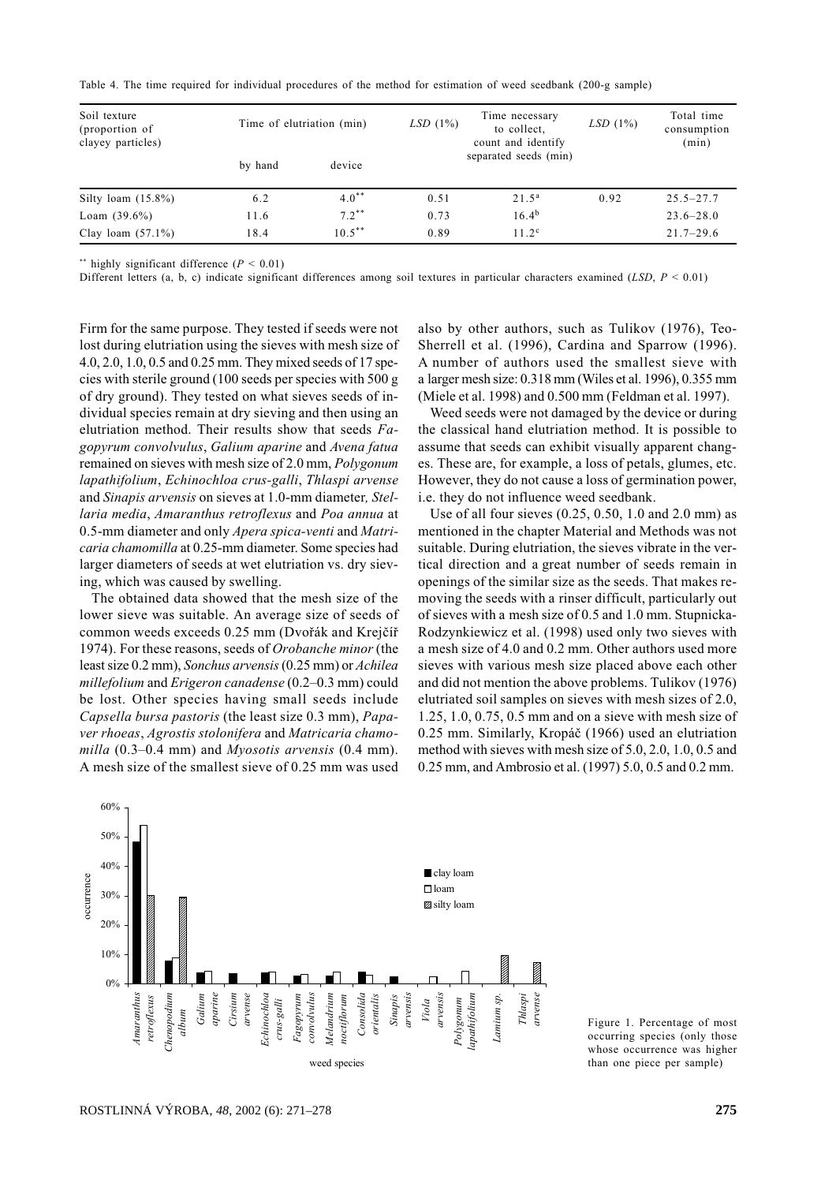Table 4. The time required for individual procedures of the method for estimation of weed seedbank (200-g sample)

| Soil texture (proportion of clayey particles) | Time of elutriation (min) | | *LSD* (1%) | Time necessary to collect, count and identify separated seeds (min) | *LSD* (1%) | Total time consumption (min) |
|---|---|---|---|---|---|---|
| | by hand | device | | | | |
| Silty loam (15.8%) | 6.2 | $4.0^{**}$ | 0.51 | $21.5^{a}$ | 0.92 | 25.5–27.7 |
| Loam (39.6%) | 11.6 | $7.2^{**}$ | 0.73 | $16.4^{b}$ | | 23.6–28.0 |
| Clay loam (57.1%) | 18.4 | $10.5^{**}$ | 0.89 | $11.2^{c}$ | | 21.7–29.6 |

** highly significant difference ($P < 0.01$)

Different letters (a, b, c) indicate significant differences among soil textures in particular characters examined (*LSD*, $P < 0.01$)

Firm for the same purpose. They tested if seeds were not lost during elutriation using the sieves with mesh size of 4.0, 2.0, 1.0, 0.5 and 0.25 mm. They mixed seeds of 17 species with sterile ground (100 seeds per species with 500 g of dry ground). They tested on what sieves seeds of individual species remain at dry sieving and then using an elutriation method. Their results show that seeds *Fagopyrum convolvulus*, *Galium aparine* and *Avena fatua* remained on sieves with mesh size of 2.0 mm, *Polygonum lapathifolium*, *Echinochloa crus-galli*, *Thlaspi arvense* and *Sinapis arvensis* on sieves at 1.0-mm diameter, *Stellaria media*, *Amaranthus retroflexus* and *Poa annua* at 0.5-mm diameter and only *Apera spica-venti* and *Matricaria chamomilla* at 0.25-mm diameter. Some species had larger diameters of seeds at wet elutriation vs. dry sieving, which was caused by swelling.

The obtained data showed that the mesh size of the lower sieve was suitable. An average size of seeds of common weeds exceeds 0.25 mm (Dvořák and Krejčíř 1974). For these reasons, seeds of *Orobanche minor* (the least size 0.2 mm), *Sonchus arvensis* (0.25 mm) or *Achilea millefolium* and *Erigeron canadense* (0.2–0.3 mm) could be lost. Other species having small seeds include *Capsella bursa pastoris* (the least size 0.3 mm), *Papaver rhoeas*, *Agrostis stolonifera* and *Matricaria chamomilla* (0.3–0.4 mm) and *Myosotis arvensis* (0.4 mm). A mesh size of the smallest sieve of 0.25 mm was used also by other authors, such as Tulikov (1976), Teo-Sherrell et al. (1996), Cardina and Sparrow (1996). A number of authors used the smallest sieve with a larger mesh size: 0.318 mm (Wiles et al. 1996), 0.355 mm (Miele et al. 1998) and 0.500 mm (Feldman et al. 1997).

Weed seeds were not damaged by the device or during the classical hand elutriation method. It is possible to assume that seeds can exhibit visually apparent changes. These are, for example, a loss of petals, glumes, etc. However, they do not cause a loss of germination power, i.e. they do not influence weed seedbank.

Use of all four sieves (0.25, 0.50, 1.0 and 2.0 mm) as mentioned in the chapter Material and Methods was not suitable. During elutriation, the sieves vibrate in the vertical direction and a great number of seeds remain in openings of the similar size as the seeds. That makes removing the seeds with a rinser difficult, particularly out of sieves with a mesh size of 0.5 and 1.0 mm. Stupnicka-Rodzynkiewicz et al. (1998) used only two sieves with a mesh size of 4.0 and 0.2 mm. Other authors used more sieves with various mesh size placed above each other and did not mention the above problems. Tulikov (1976) elutriated soil samples on sieves with mesh sizes of 2.0, 1.25, 1.0, 0.75, 0.5 mm and on a sieve with mesh size of 0.25 mm. Similarly, Kropáč (1966) used an elutriation method with sieves with mesh size of 5.0, 2.0, 1.0, 0.5 and 0.25 mm, and Ambrosio et al. (1997) 5.0, 0.5 and 0.2 mm.

Figure 1. Percentage of most occurring species (only those whose occurrence was higher than one piece per sample)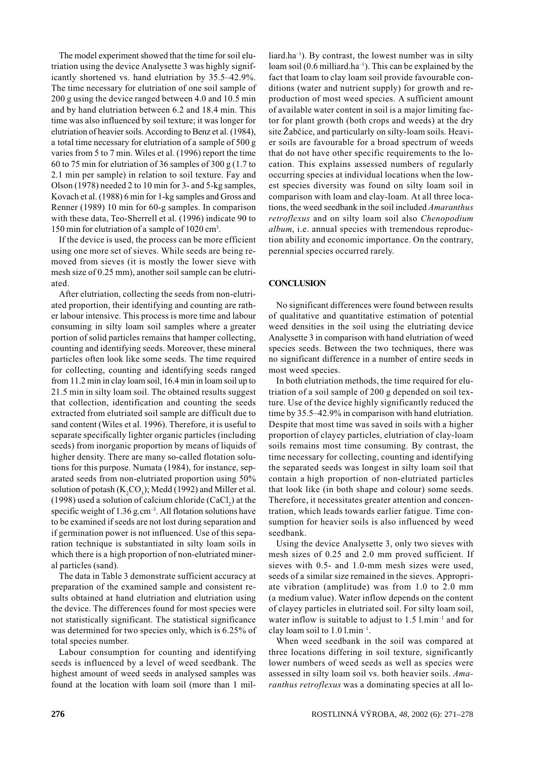The model experiment showed that the time for soil elutriation using the device Analysette 3 was highly significantly shortened vs. hand elutriation by 35.5–42.9%. The time necessary for elutriation of one soil sample of 200 g using the device ranged between 4.0 and 10.5 min and by hand elutriation between 6.2 and 18.4 min. This time was also influenced by soil texture; it was longer for elutriation of heavier soils. According to Benz et al. (1984), a total time necessary for elutriation of a sample of 500 g varies from 5 to 7 min. Wiles et al. (1996) report the time 60 to 75 min for elutriation of 36 samples of 300 g (1.7 to 2.1 min per sample) in relation to soil texture. Fay and Olson (1978) needed 2 to 10 min for 3- and 5-kg samples, Kovach et al. (1988) 6 min for 1-kg samples and Gross and Renner (1989) 10 min for 60-g samples. In comparison with these data, Teo-Sherrell et al. (1996) indicate 90 to 150 min for elutriation of a sample of 1020 $cm^3$.

If the device is used, the process can be more efficient using one more set of sieves. While seeds are being removed from sieves (it is mostly the lower sieve with mesh size of 0.25 mm), another soil sample can be elutriated.

After elutriation, collecting the seeds from non-elutriated proportion, their identifying and counting are rather labour intensive. This process is more time and labour consuming in silty loam soil samples where a greater portion of solid particles remains that hamper collecting, counting and identifying seeds. Moreover, these mineral particles often look like some seeds. The time required for collecting, counting and identifying seeds ranged from 11.2 min in clay loam soil, 16.4 min in loam soil up to 21.5 min in silty loam soil. The obtained results suggest that collection, identification and counting the seeds extracted from elutriated soil sample are difficult due to sand content (Wiles et al. 1996). Therefore, it is useful to separate specifically lighter organic particles (including seeds) from inorganic proportion by means of liquids of higher density. There are many so-called flotation solutions for this purpose. Numata (1984), for instance, separated seeds from non-elutriated proportion using 50% solution of potash ($K_2CO_3$); Medd (1992) and Miller et al. (1998) used a solution of calcium chloride ($CaCl_2$) at the specific weight of 1.36 $g.cm^{-3}$. All flotation solutions have to be examined if seeds are not lost during separation and if germination power is not influenced. Use of this separation technique is substantiated in silty loam soils in which there is a high proportion of non-elutriated mineral particles (sand).

The data in Table 3 demonstrate sufficient accuracy at preparation of the examined sample and consistent results obtained at hand elutriation and elutriation using the device. The differences found for most species were not statistically significant. The statistical significance was determined for two species only, which is 6.25% of total species number.

Labour consumption for counting and identifying seeds is influenced by a level of weed seedbank. The highest amount of weed seeds in analysed samples was found at the location with loam soil (more than 1 milliard.$ha^{-1}$). By contrast, the lowest number was in silty loam soil (0.6 milliard.$ha^{-1}$). This can be explained by the fact that loam to clay loam soil provide favourable conditions (water and nutrient supply) for growth and reproduction of most weed species. A sufficient amount of available water content in soil is a major limiting factor for plant growth (both crops and weeds) at the dry site Žabčice, and particularly on silty-loam soils. Heavier soils are favourable for a broad spectrum of weeds that do not have other specific requirements to the location. This explains assessed numbers of regularly occurring species at individual locations when the lowest species diversity was found on silty loam soil in comparison with loam and clay-loam. At all three locations, the weed seedbank in the soil included *Amaranthus retroflexus* and on silty loam soil also *Chenopodium album*, i.e. annual species with tremendous reproduction ability and economic importance. On the contrary, perennial species occurred rarely.

## CONCLUSION

No significant differences were found between results of qualitative and quantitative estimation of potential weed densities in the soil using the elutriating device Analysette 3 in comparison with hand elutriation of weed species seeds. Between the two techniques, there was no significant difference in a number of entire seeds in most weed species.

In both elutriation methods, the time required for elutriation of a soil sample of 200 g depended on soil texture. Use of the device highly significantly reduced the time by 35.5–42.9% in comparison with hand elutriation. Despite that most time was saved in soils with a higher proportion of clayey particles, elutriation of clay-loam soils remains most time consuming. By contrast, the time necessary for collecting, counting and identifying the separated seeds was longest in silty loam soil that contain a high proportion of non-elutriated particles that look like (in both shape and colour) some seeds. Therefore, it necessitates greater attention and concentration, which leads towards earlier fatigue. Time consumption for heavier soils is also influenced by weed seedbank.

Using the device Analysette 3, only two sieves with mesh sizes of 0.25 and 2.0 mm proved sufficient. If sieves with 0.5- and 1.0-mm mesh sizes were used, seeds of a similar size remained in the sieves. Appropriate vibration (amplitude) was from 1.0 to 2.0 mm (a medium value). Water inflow depends on the content of clayey particles in elutriated soil. For silty loam soil, water inflow is suitable to adjust to 1.5 $l.min^{-1}$ and for clay loam soil to 1.0 $l.min^{-1}$.

When weed seedbank in the soil was compared at three locations differing in soil texture, significantly lower numbers of weed seeds as well as species were assessed in silty loam soil vs. both heavier soils. *Amaranthus retroflexus* was a dominating species at all lo-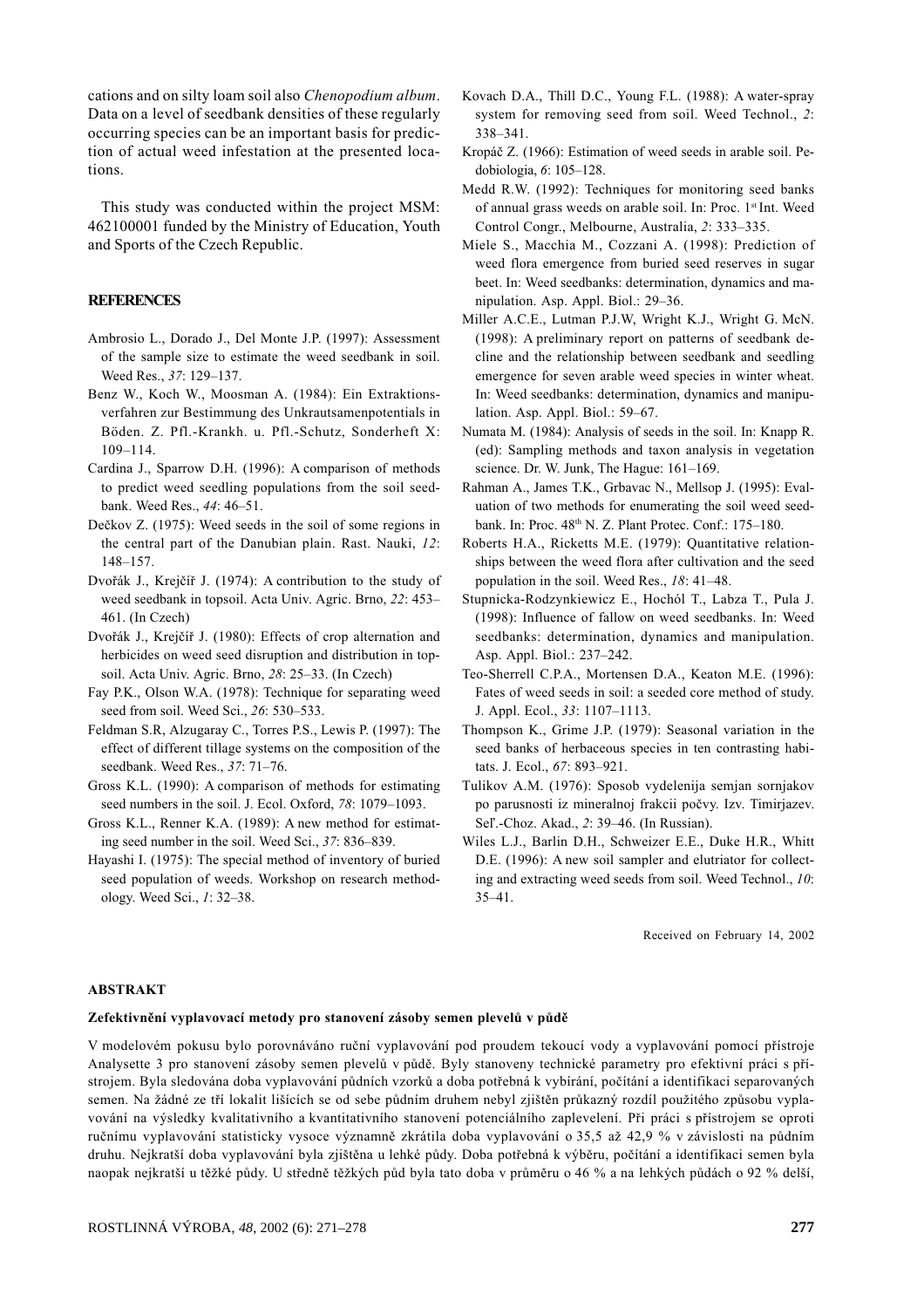cations and on silty loam soil also *Chenopodium album*. Data on a level of seedbank densities of these regularly occurring species can be an important basis for prediction of actual weed infestation at the presented locations.

This study was conducted within the project MSM: 462100001 funded by the Ministry of Education, Youth and Sports of the Czech Republic.

## REFERENCES

Ambrosio L., Dorado J., Del Monte J.P. (1997): Assessment of the sample size to estimate the weed seedbank in soil. Weed Res., *37*: 129–137.

Benz W., Koch W., Moosman A. (1984): Ein Extraktionsverfahren zur Bestimmung des Unkrautsamenpotentials in Böden. Z. Pfl.-Krankh. u. Pfl.-Schutz, Sonderheft X: 109–114.

Cardina J., Sparrow D.H. (1996): A comparison of methods to predict weed seedling populations from the soil seedbank. Weed Res., *44*: 46–51.

Dečkov Z. (1975): Weed seeds in the soil of some regions in the central part of the Danubian plain. Rast. Nauki, *12*: 148–157.

Dvořák J., Krejčíř J. (1974): A contribution to the study of weed seedbank in topsoil. Acta Univ. Agric. Brno, *22*: 453–461. (In Czech)

Dvořák J., Krejčíř J. (1980): Effects of crop alternation and herbicides on weed seed disruption and distribution in topsoil. Acta Univ. Agric. Brno, *28*: 25–33. (In Czech)

Fay P.K., Olson W.A. (1978): Technique for separating weed seed from soil. Weed Sci., *26*: 530–533.

Feldman S.R, Alzugaray C., Torres P.S., Lewis P. (1997): The effect of different tillage systems on the composition of the seedbank. Weed Res., *37*: 71–76.

Gross K.L. (1990): A comparison of methods for estimating seed numbers in the soil. J. Ecol. Oxford, *78*: 1079–1093.

Gross K.L., Renner K.A. (1989): A new method for estimating seed number in the soil. Weed Sci., *37*: 836–839.

Hayashi I. (1975): The special method of inventory of buried seed population of weeds. Workshop on research methodology. Weed Sci., *1*: 32–38.

Kovach D.A., Thill D.C., Young F.L. (1988): A water-spray system for removing seed from soil. Weed Technol., *2*: 338–341.

Kropáč Z. (1966): Estimation of weed seeds in arable soil. Pedobiologia, *6*: 105–128.

Medd R.W. (1992): Techniques for monitoring seed banks of annual grass weeds on arable soil. In: Proc. 1st Int. Weed Control Congr., Melbourne, Australia, *2*: 333–335.

Miele S., Macchia M., Cozzani A. (1998): Prediction of weed flora emergence from buried seed reserves in sugar beet. In: Weed seedbanks: determination, dynamics and manipulation. Asp. Appl. Biol.: 29–36.

Miller A.C.E., Lutman P.J.W, Wright K.J., Wright G. McN. (1998): A preliminary report on patterns of seedbank decline and the relationship between seedbank and seedling emergence for seven arable weed species in winter wheat. In: Weed seedbanks: determination, dynamics and manipulation. Asp. Appl. Biol.: 59–67.

Numata M. (1984): Analysis of seeds in the soil. In: Knapp R. (ed): Sampling methods and taxon analysis in vegetation science. Dr. W. Junk, The Hague: 161–169.

Rahman A., James T.K., Grbavac N., Mellsop J. (1995): Evaluation of two methods for enumerating the soil weed seedbank. In: Proc. 48th N. Z. Plant Protec. Conf.: 175–180.

Roberts H.A., Ricketts M.E. (1979): Quantitative relationships between the weed flora after cultivation and the seed population in the soil. Weed Res., *18*: 41–48.

Stupnicka-Rodzynkiewicz E., Hochól T., Labza T., Pula J. (1998): Influence of fallow on weed seedbanks. In: Weed seedbanks: determination, dynamics and manipulation. Asp. Appl. Biol.: 237–242.

Teo-Sherrell C.P.A., Mortensen D.A., Keaton M.E. (1996): Fates of weed seeds in soil: a seeded core method of study. J. Appl. Ecol., *33*: 1107–1113.

Thompson K., Grime J.P. (1979): Seasonal variation in the seed banks of herbaceous species in ten contrasting habitats. J. Ecol., *67*: 893–921.

Tulikov A.M. (1976): Sposob vydelenija semjan sornjakov po parusnosti iz mineralnoj frakcii počvy. Izv. Timirjazev. Seľ.-Choz. Akad., *2*: 39–46. (In Russian).

Wiles L.J., Barlin D.H., Schweizer E.E., Duke H.R., Whitt D.E. (1996): A new soil sampler and elutriator for collecting and extracting weed seeds from soil. Weed Technol., *10*: 35–41.

Received on February 14, 2002

## ABSTRAKT

### Zefektivnění vyplavovací metody pro stanovení zásoby semen plevelů v půdě

V modelovém pokusu bylo porovnáváno ruční vyplavování pod proudem tekoucí vody a vyplavování pomocí přístroje Analysette 3 pro stanovení zásoby semen plevelů v půdě. Byly stanoveny technické parametry pro efektivní práci s přístrojem. Byla sledována doba vyplavování půdních vzorků a doba potřebná k vybírání, počítání a identifikaci separovaných semen. Na žádné ze tří lokalit lišících se od sebe půdním druhem nebyl zjištěn průkazný rozdíl použitého způsobu vyplavování na výsledky kvalitativního a kvantitativního stanovení potenciálního zaplevelení. Při práci s přístrojem se oproti ručnímu vyplavování statisticky vysoce významně zkrátila doba vyplavování o 35,5 až 42,9 % v závislosti na půdním druhu. Nejkratší doba vyplavování byla zjištěna u lehké půdy. Doba potřebná k výběru, počítání a identifikaci semen byla naopak nejkratší u těžké půdy. U středně těžkých půd byla tato doba v průměru o 46 % a na lehkých půdách o 92 % delší,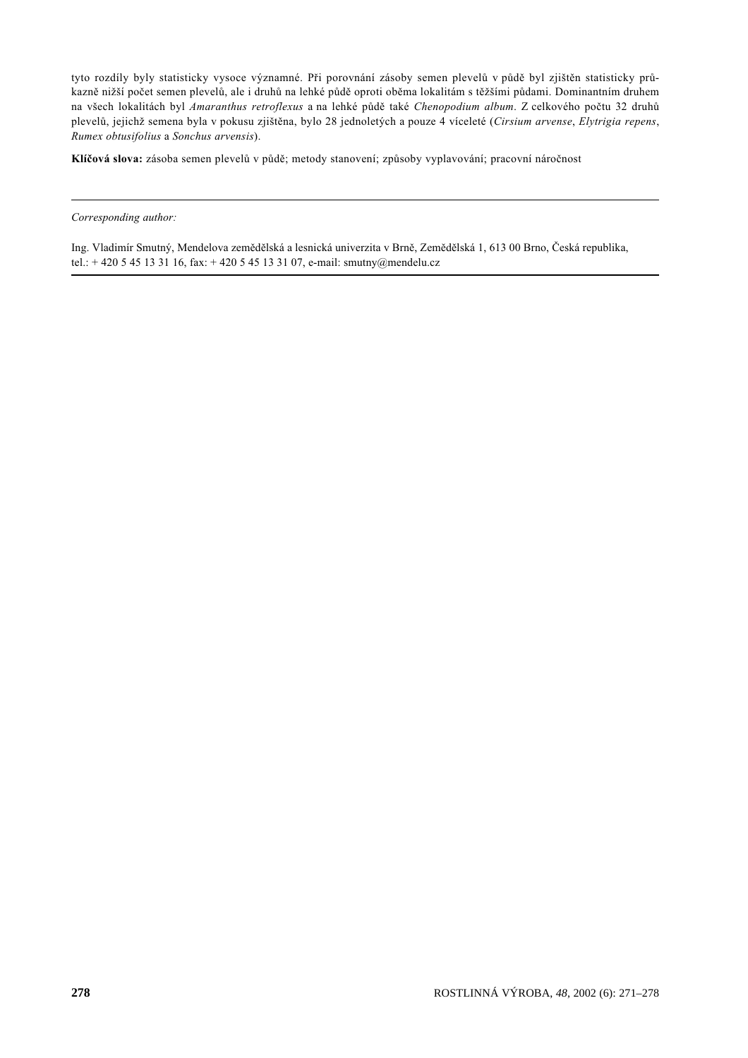tyto rozdíly byly statisticky vysoce významné. Při porovnání zásoby semen plevelů v půdě byl zjištěn statisticky průkazně nižší počet semen plevelů, ale i druhů na lehké půdě oproti oběma lokalitám s těžšími půdami. Dominantním druhem na všech lokalitách byl *Amaranthus retroflexus* a na lehké půdě také *Chenopodium album*. Z celkového počtu 32 druhů plevelů, jejichž semena byla v pokusu zjištěna, bylo 28 jednoletých a pouze 4 víceleté (*Cirsium arvense*, *Elytrigia repens*, *Rumex obtusifolius* a *Sonchus arvensis*).

**Klíčová slova:** zásoba semen plevelů v půdě; metody stanovení; způsoby vyplavování; pracovní náročnost

---

*Corresponding author:*

Ing. Vladimír Smutný, Mendelova zemědělská a lesnická univerzita v Brně, Zemědělská 1, 613 00 Brno, Česká republika, tel.: + 420 5 45 13 31 16, fax: + 420 5 45 13 31 07, e-mail: smutny@mendelu.cz